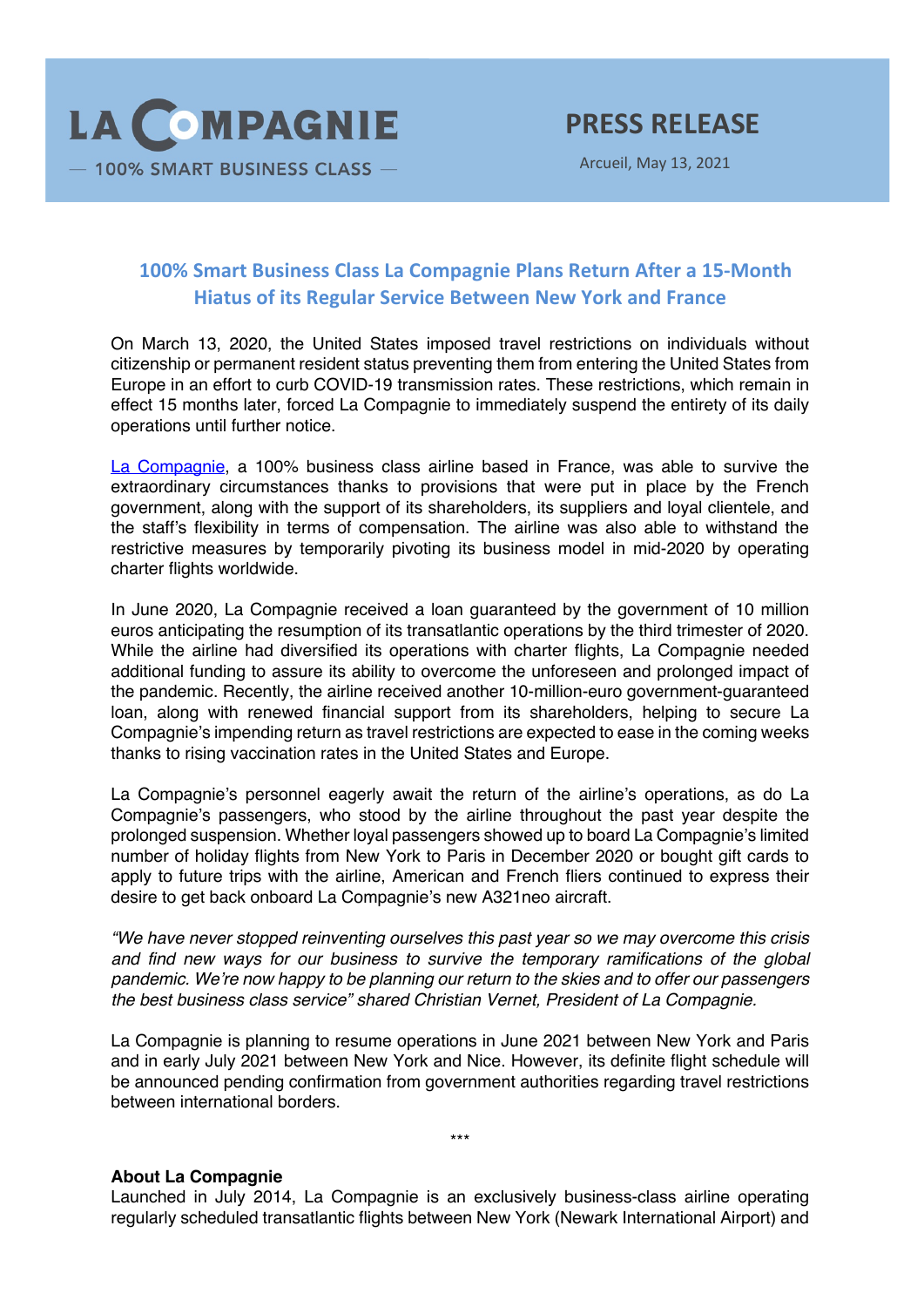LA COMPAGNIE

— 100% SMART BUSINESS CLASS —

**PRESS RELEASE**

Arcueil, May 13, 2021

## 100% Smart Business Class La Compagnie Plans Return After a 15-Month Hiatus of its Regular Service Between New York and France

On March 13, 2020, the United States imposed travel restrictions on individuals without citizenship or permanent resident status preventing them from entering the United States from Europe in an effort to curb COVID-19 transmission rates. These restrictions, which remain in effect 15 months later, forced La Compagnie to immediately suspend the entirety of its daily operations until further notice.

La Compagnie, a 100% business class airline based in France, was able to survive the extraordinary circumstances thanks to provisions that were put in place by the French government, along with the support of its shareholders, its suppliers and loyal clientele, and the staff's flexibility in terms of compensation. The airline was also able to withstand the restrictive measures by temporarily pivoting its business model in mid-2020 by operating charter flights worldwide.

In June 2020, La Compagnie received a loan guaranteed by the government of 10 million euros anticipating the resumption of its transatlantic operations by the third trimester of 2020. While the airline had diversified its operations with charter flights, La Compagnie needed additional funding to assure its ability to overcome the unforeseen and prolonged impact of the pandemic. Recently, the airline received another 10-million-euro government-guaranteed loan, along with renewed financial support from its shareholders, helping to secure La Compagnie's impending return as travel restrictions are expected to ease in the coming weeks thanks to rising vaccination rates in the United States and Europe.

La Compagnie's personnel eagerly await the return of the airline's operations, as do La Compagnie's passengers, who stood by the airline throughout the past year despite the prolonged suspension. Whether loyal passengers showed up to board La Compagnie's limited number of holiday flights from New York to Paris in December 2020 or bought gift cards to apply to future trips with the airline, American and French fliers continued to express their desire to get back onboard La Compagnie's new A321neo aircraft.

*"We have never stopped reinventing ourselves this past year so we may overcome this crisis and find new ways for our business to survive the temporary ramifications of the global pandemic. We're now happy to be planning our return to the skies and to offer our passengers the best business class service" shared Christian Vernet, President of La Compagnie.*

La Compagnie is planning to resume operations in June 2021 between New York and Paris and in early July 2021 between New York and Nice. However, its definite flight schedule will be announced pending confirmation from government authorities regarding travel restrictions between international borders.

***

**About La Compagnie**

Launched in July 2014, La Compagnie is an exclusively business-class airline operating regularly scheduled transatlantic flights between New York (Newark International Airport) and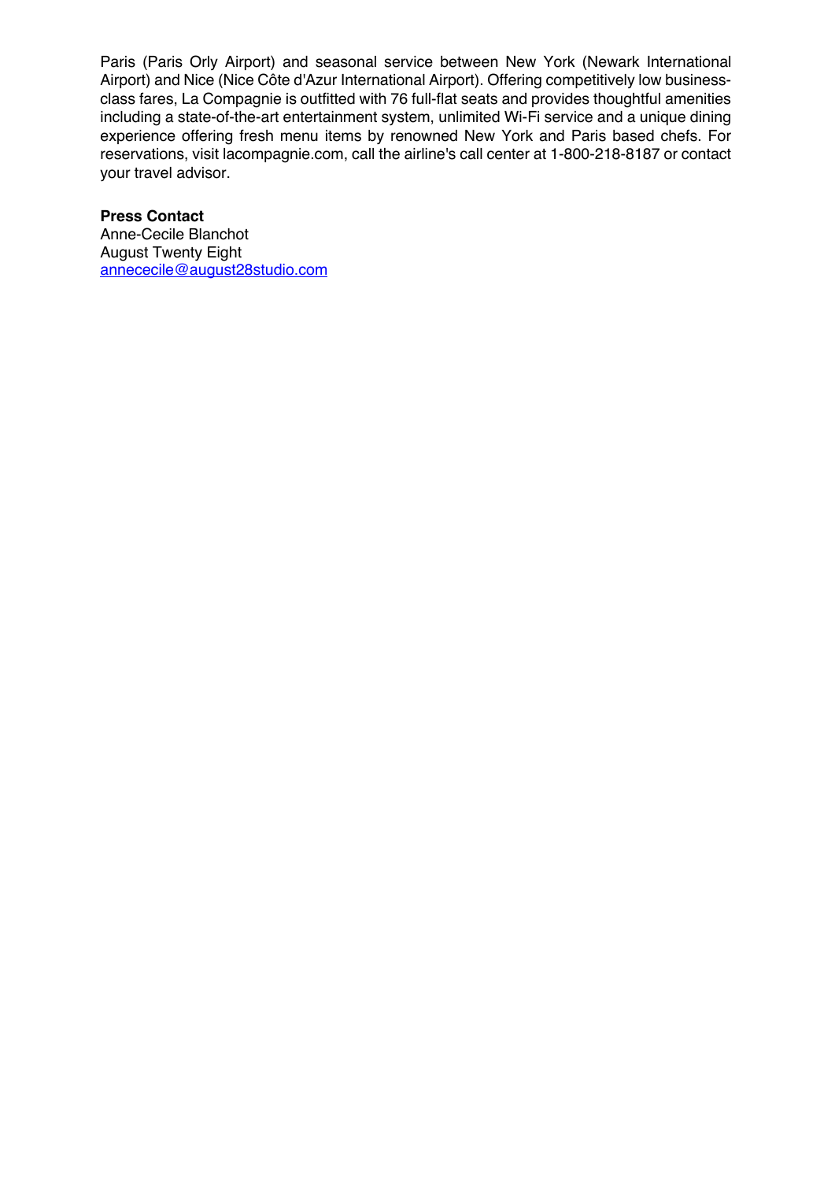Paris (Paris Orly Airport) and seasonal service between New York (Newark International Airport) and Nice (Nice Côte d'Azur International Airport). Offering competitively low business-class fares, La Compagnie is outfitted with 76 full-flat seats and provides thoughtful amenities including a state-of-the-art entertainment system, unlimited Wi-Fi service and a unique dining experience offering fresh menu items by renowned New York and Paris based chefs. For reservations, visit lacompagnie.com, call the airline's call center at 1-800-218-8187 or contact your travel advisor.

**Press Contact**
Anne-Cecile Blanchot
August Twenty Eight
annececile@august28studio.com